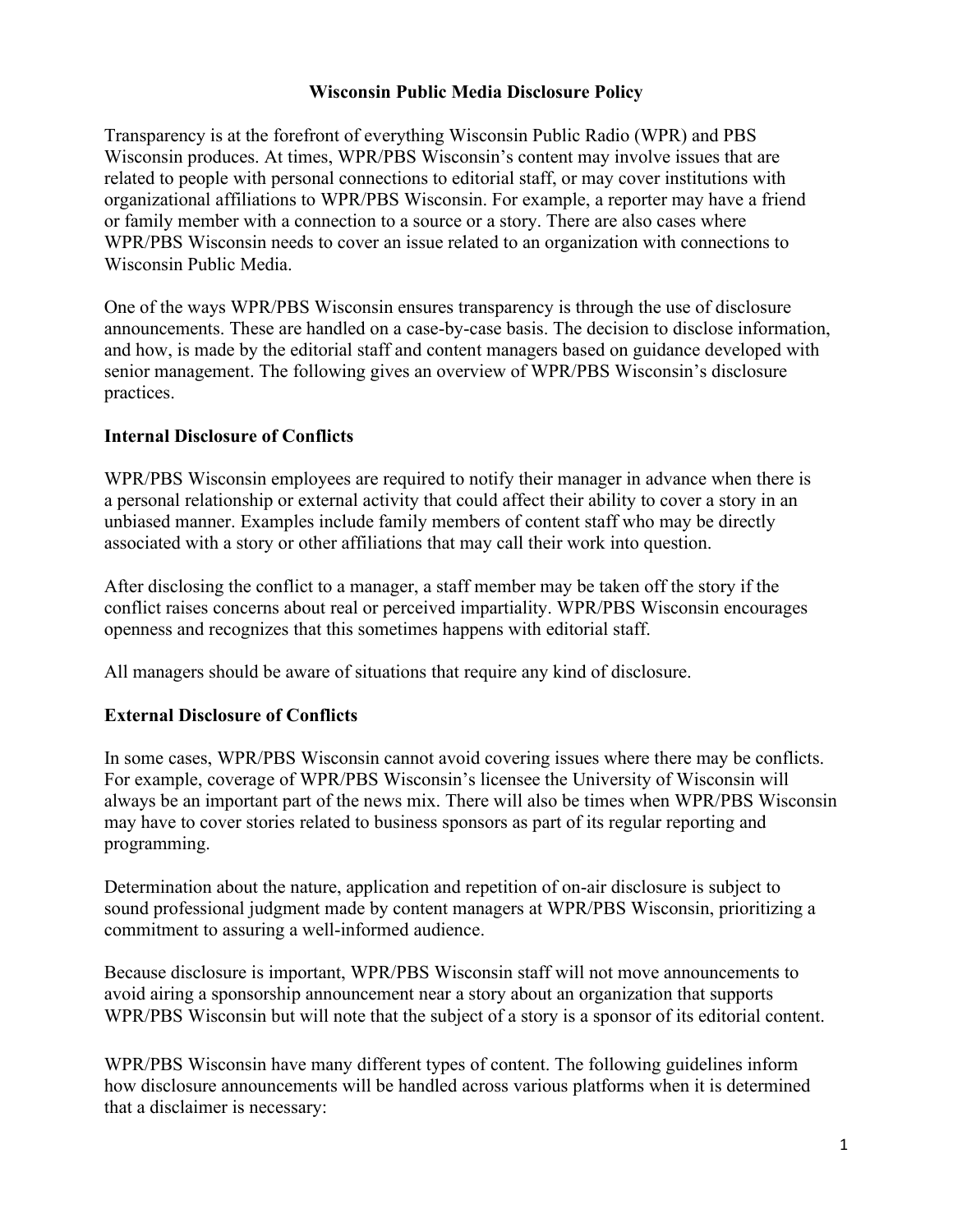# Wisconsin Public Media Disclosure Policy

Transparency is at the forefront of everything Wisconsin Public Radio (WPR) and PBS Wisconsin produces. At times, WPR/PBS Wisconsin's content may involve issues that are related to people with personal connections to editorial staff, or may cover institutions with organizational affiliations to WPR/PBS Wisconsin. For example, a reporter may have a friend or family member with a connection to a source or a story. There are also cases where WPR/PBS Wisconsin needs to cover an issue related to an organization with connections to Wisconsin Public Media.

One of the ways WPR/PBS Wisconsin ensures transparency is through the use of disclosure announcements. These are handled on a case-by-case basis. The decision to disclose information, and how, is made by the editorial staff and content managers based on guidance developed with senior management. The following gives an overview of WPR/PBS Wisconsin's disclosure practices.

## Internal Disclosure of Conflicts

WPR/PBS Wisconsin employees are required to notify their manager in advance when there is a personal relationship or external activity that could affect their ability to cover a story in an unbiased manner. Examples include family members of content staff who may be directly associated with a story or other affiliations that may call their work into question.

After disclosing the conflict to a manager, a staff member may be taken off the story if the conflict raises concerns about real or perceived impartiality. WPR/PBS Wisconsin encourages openness and recognizes that this sometimes happens with editorial staff.

All managers should be aware of situations that require any kind of disclosure.

## External Disclosure of Conflicts

In some cases, WPR/PBS Wisconsin cannot avoid covering issues where there may be conflicts. For example, coverage of WPR/PBS Wisconsin's licensee the University of Wisconsin will always be an important part of the news mix. There will also be times when WPR/PBS Wisconsin may have to cover stories related to business sponsors as part of its regular reporting and programming.

Determination about the nature, application and repetition of on-air disclosure is subject to sound professional judgment made by content managers at WPR/PBS Wisconsin, prioritizing a commitment to assuring a well-informed audience.

Because disclosure is important, WPR/PBS Wisconsin staff will not move announcements to avoid airing a sponsorship announcement near a story about an organization that supports WPR/PBS Wisconsin but will note that the subject of a story is a sponsor of its editorial content.

WPR/PBS Wisconsin have many different types of content. The following guidelines inform how disclosure announcements will be handled across various platforms when it is determined that a disclaimer is necessary: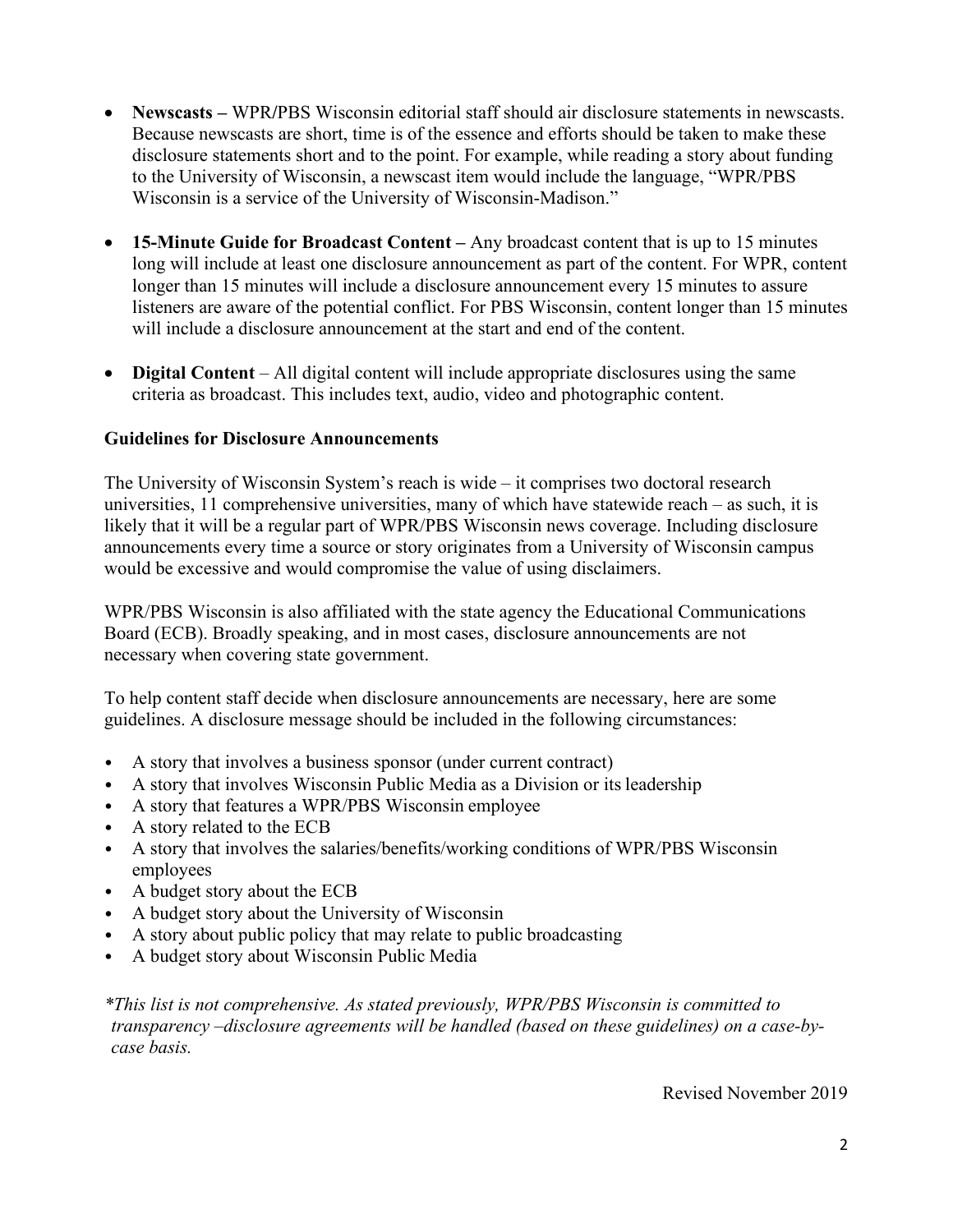- **Newscasts –** WPR/PBS Wisconsin editorial staff should air disclosure statements in newscasts. Because newscasts are short, time is of the essence and efforts should be taken to make these disclosure statements short and to the point. For example, while reading a story about funding to the University of Wisconsin, a newscast item would include the language, "WPR/PBS Wisconsin is a service of the University of Wisconsin-Madison."

- **15-Minute Guide for Broadcast Content –** Any broadcast content that is up to 15 minutes long will include at least one disclosure announcement as part of the content. For WPR, content longer than 15 minutes will include a disclosure announcement every 15 minutes to assure listeners are aware of the potential conflict. For PBS Wisconsin, content longer than 15 minutes will include a disclosure announcement at the start and end of the content.

- **Digital Content** – All digital content will include appropriate disclosures using the same criteria as broadcast. This includes text, audio, video and photographic content.

**Guidelines for Disclosure Announcements**

The University of Wisconsin System's reach is wide – it comprises two doctoral research universities, 11 comprehensive universities, many of which have statewide reach – as such, it is likely that it will be a regular part of WPR/PBS Wisconsin news coverage. Including disclosure announcements every time a source or story originates from a University of Wisconsin campus would be excessive and would compromise the value of using disclaimers.

WPR/PBS Wisconsin is also affiliated with the state agency the Educational Communications Board (ECB). Broadly speaking, and in most cases, disclosure announcements are not necessary when covering state government.

To help content staff decide when disclosure announcements are necessary, here are some guidelines. A disclosure message should be included in the following circumstances:

- A story that involves a business sponsor (under current contract)
- A story that involves Wisconsin Public Media as a Division or its leadership
- A story that features a WPR/PBS Wisconsin employee
- A story related to the ECB
- A story that involves the salaries/benefits/working conditions of WPR/PBS Wisconsin employees
- A budget story about the ECB
- A budget story about the University of Wisconsin
- A story about public policy that may relate to public broadcasting
- A budget story about Wisconsin Public Media

*\*This list is not comprehensive. As stated previously, WPR/PBS Wisconsin is committed to transparency –disclosure agreements will be handled (based on these guidelines) on a case-by-case basis.*

Revised November 2019